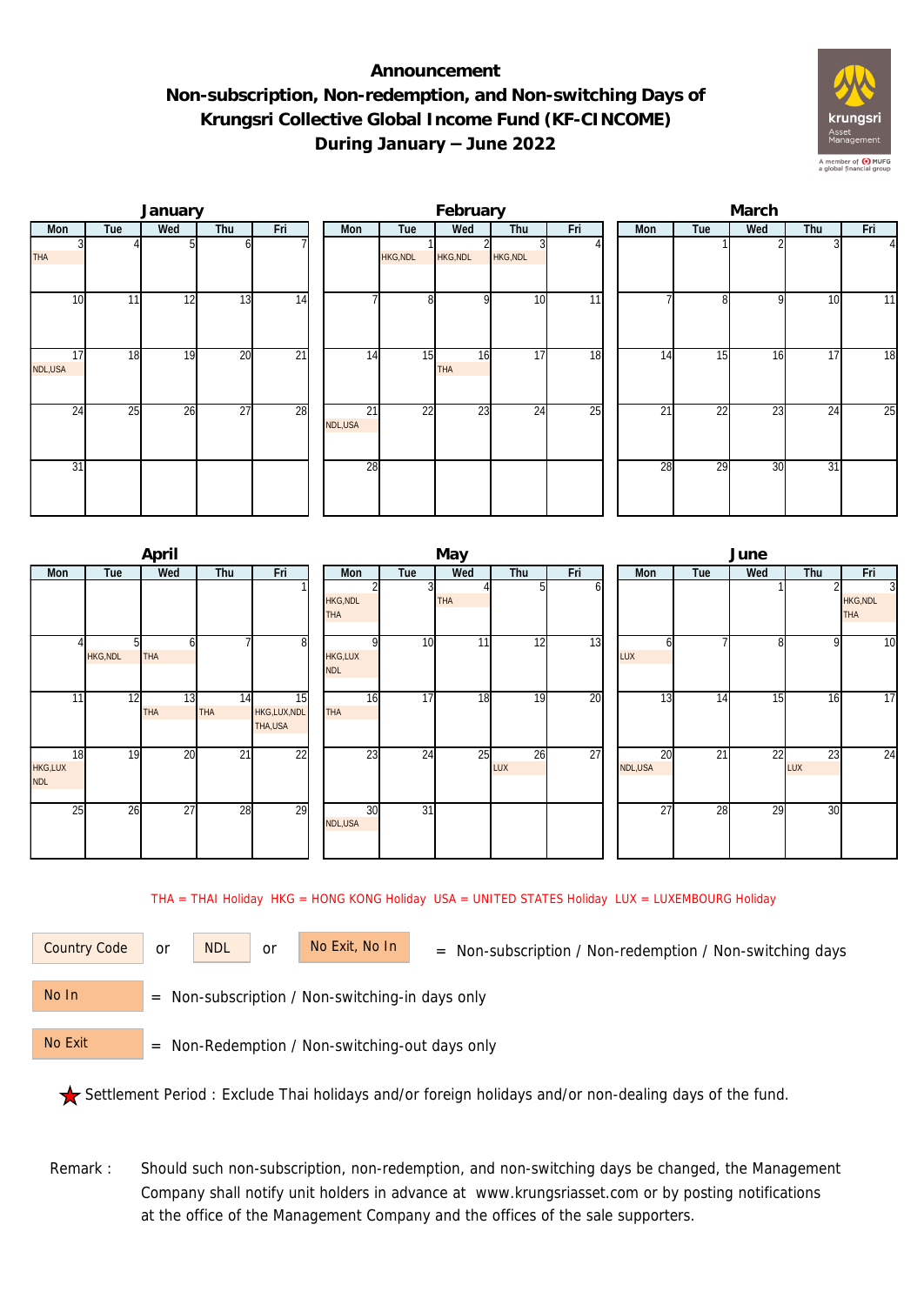# Announcement
## Non-subscription, Non-redemption, and Non-switching Days of Krungsri Collective Global Income Fund (KF-CINCOME) During January – June 2022

### January

| Mon | Tue | Wed | Thu | Fri |
|---|---|---|---|---|
| 3 THA | 4 | 5 | 6 | 7 |
| 10 | 11 | 12 | 13 | 14 |
| 17 NDL,USA | 18 | 19 | 20 | 21 |
| 24 | 25 | 26 | 27 | 28 |
| 31 | | | | |

### February

| Mon | Tue | Wed | Thu | Fri |
|---|---|---|---|---|
| | 1 HKG,NDL | 2 HKG,NDL | 3 HKG,NDL | 4 |
| 7 | 8 | 9 | 10 | 11 |
| 14 | 15 | 16 THA | 17 | 18 |
| 21 NDL,USA | 22 | 23 | 24 | 25 |
| 28 | | | | |

### March

| Mon | Tue | Wed | Thu | Fri |
|---|---|---|---|---|
| | 1 | 2 | 3 | 4 |
| 7 | 8 | 9 | 10 | 11 |
| 14 | 15 | 16 | 17 | 18 |
| 21 | 22 | 23 | 24 | 25 |
| 28 | 29 | 30 | 31 | |

### April

| Mon | Tue | Wed | Thu | Fri |
|---|---|---|---|---|
| | | | | 1 |
| 4 | 5 HKG,NDL | 6 THA | 7 | 8 |
| 11 | 12 | 13 THA | 14 THA | 15 HKG,LUX,NDL THA,USA |
| 18 HKG,LUX NDL | 19 | 20 | 21 | 22 |
| 25 | 26 | 27 | 28 | 29 |

### May

| Mon | Tue | Wed | Thu | Fri |
|---|---|---|---|---|
| 2 HKG,NDL THA | 3 | 4 THA | 5 | 6 |
| 9 HKG,LUX NDL | 10 | 11 | 12 | 13 |
| 16 THA | 17 | 18 | 19 | 20 |
| 23 | 24 | 25 | 26 LUX | 27 |
| 30 NDL,USA | 31 | | | |

### June

| Mon | Tue | Wed | Thu | Fri |
|---|---|---|---|---|
| | | 1 | 2 | 3 HKG,NDL THA |
| 6 LUX | 7 | 8 | 9 | 10 |
| 13 | 14 | 15 | 16 | 17 |
| 20 NDL,USA | 21 | 22 | 23 LUX | 24 |
| 27 | 28 | 29 | 30 | |

THA = THAI Holiday HKG = HONG KONG Holiday USA = UNITED STATES Holiday LUX = LUXEMBOURG Holiday

Country Code or NDL or No Exit, No In = Non-subscription / Non-redemption / Non-switching days

No In = Non-subscription / Non-switching-in days only

No Exit = Non-Redemption / Non-switching-out days only

★ Settlement Period : Exclude Thai holidays and/or foreign holidays and/or non-dealing days of the fund.

Remark : Should such non-subscription, non-redemption, and non-switching days be changed, the Management Company shall notify unit holders in advance at www.krungsriasset.com or by posting notifications at the office of the Management Company and the offices of the sale supporters.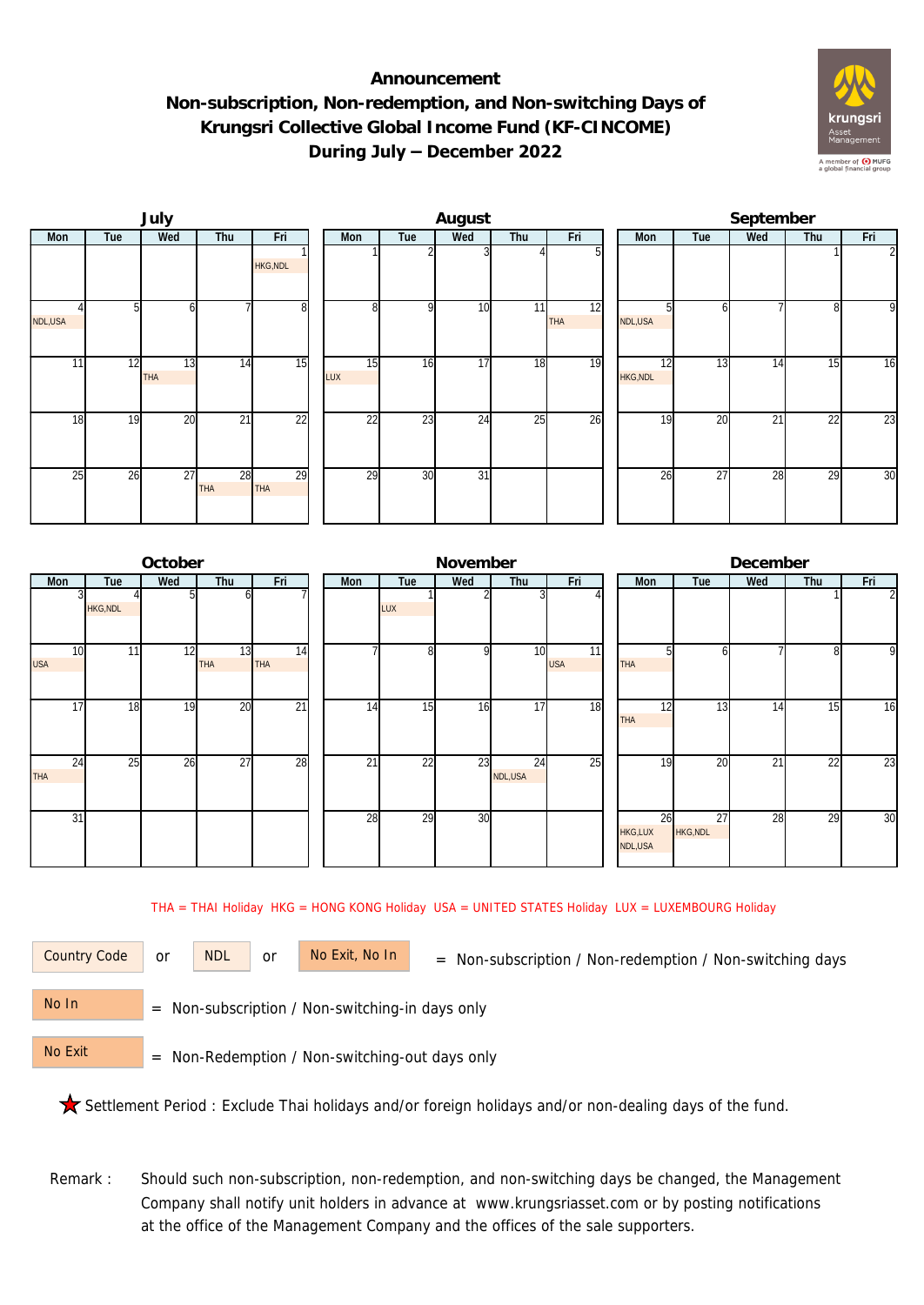**Announcement**
**Non-subscription, Non-redemption, and Non-switching Days of Krungsri Collective Global Income Fund (KF-CINCOME) During July – December 2022**

krungsri Asset Management
A member of MUFG a global financial group

### July

| Mon | Tue | Wed | Thu | Fri |
|---|---|---|---|---|
| | | | | 1 HKG,NDL |
| 4 NDL,USA | 5 | 6 | 7 | 8 |
| 11 | 12 | 13 THA | 14 | 15 |
| 18 | 19 | 20 | 21 | 22 |
| 25 | 26 | 27 | 28 THA | 29 THA |

### August

| Mon | Tue | Wed | Thu | Fri |
|---|---|---|---|---|
| 1 | 2 | 3 | 4 | 5 |
| 8 | 9 | 10 | 11 | 12 THA |
| 15 LUX | 16 | 17 | 18 | 19 |
| 22 | 23 | 24 | 25 | 26 |
| 29 | 30 | 31 | | |

### September

| Mon | Tue | Wed | Thu | Fri |
|---|---|---|---|---|
| | | | 1 | 2 |
| 5 NDL,USA | 6 | 7 | 8 | 9 |
| 12 HKG,NDL | 13 | 14 | 15 | 16 |
| 19 | 20 | 21 | 22 | 23 |
| 26 | 27 | 28 | 29 | 30 |

### October

| Mon | Tue | Wed | Thu | Fri |
|---|---|---|---|---|
| 3 | 4 HKG,NDL | 5 | 6 | 7 |
| 10 USA | 11 | 12 | 13 THA | 14 THA |
| 17 | 18 | 19 | 20 | 21 |
| 24 THA | 25 | 26 | 27 | 28 |
| 31 | | | | |

### November

| Mon | Tue | Wed | Thu | Fri |
|---|---|---|---|---|
| | 1 LUX | 2 | 3 | 4 |
| 7 | 8 | 9 | 10 | 11 USA |
| 14 | 15 | 16 | 17 | 18 |
| 21 | 22 | 23 | 24 NDL,USA | 25 |
| 28 | 29 | 30 | | |

### December

| Mon | Tue | Wed | Thu | Fri |
|---|---|---|---|---|
| | | | 1 | 2 |
| 5 THA | 6 | 7 | 8 | 9 |
| 12 THA | 13 | 14 | 15 | 16 |
| 19 | 20 | 21 | 22 | 23 |
| 26 HKG,LUX NDL,USA | 27 HKG,NDL | 28 | 29 | 30 |

THA = THAI Holiday HKG = HONG KONG Holiday USA = UNITED STATES Holiday LUX = LUXEMBOURG Holiday

Country Code or NDL or No Exit, No In = Non-subscription / Non-redemption / Non-switching days

No In = Non-subscription / Non-switching-in days only

No Exit = Non-Redemption / Non-switching-out days only

★ Settlement Period : Exclude Thai holidays and/or foreign holidays and/or non-dealing days of the fund.

Remark : Should such non-subscription, non-redemption, and non-switching days be changed, the Management Company shall notify unit holders in advance at www.krungsriasset.com or by posting notifications at the office of the Management Company and the offices of the sale supporters.